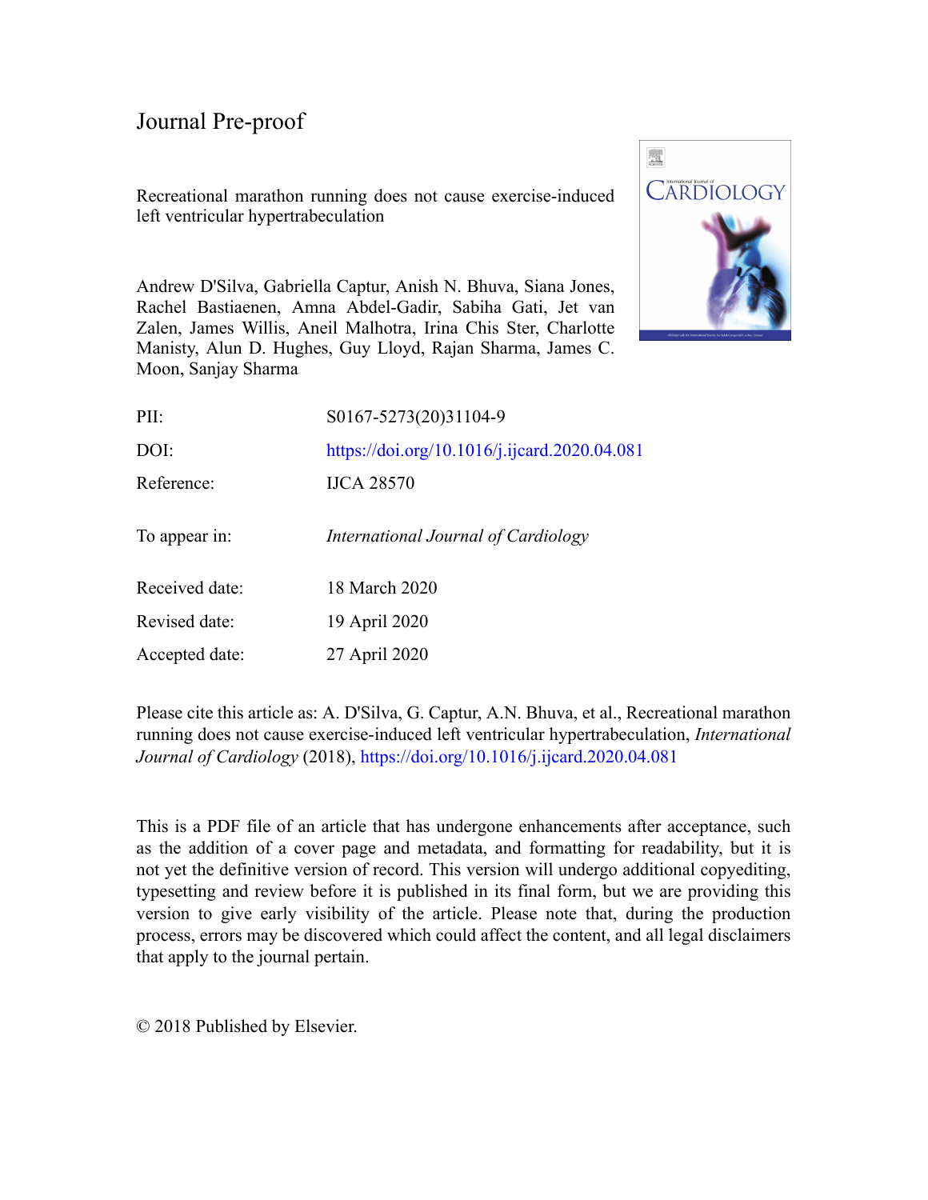Journal Pre-proof

Recreational marathon running does not cause exercise-induced left ventricular hypertrabeculation

Andrew D'Silva, Gabriella Captur, Anish N. Bhuva, Siana Jones, Rachel Bastiaenen, Amna Abdel-Gadir, Sabiha Gati, Jet van Zalen, James Willis, Aneil Malhotra, Irina Chis Ster, Charlotte Manisty, Alun D. Hughes, Guy Lloyd, Rajan Sharma, James C. Moon, Sanjay Sharma

| | |
|---|---|
| PII: | S0167-5273(20)31104-9 |
| DOI: | https://doi.org/10.1016/j.ijcard.2020.04.081 |
| Reference: | IJCA 28570 |
| To appear in: | *International Journal of Cardiology* |
| Received date: | 18 March 2020 |
| Revised date: | 19 April 2020 |
| Accepted date: | 27 April 2020 |

Please cite this article as: A. D'Silva, G. Captur, A.N. Bhuva, et al., Recreational marathon running does not cause exercise-induced left ventricular hypertrabeculation, *International Journal of Cardiology* (2018), https://doi.org/10.1016/j.ijcard.2020.04.081

This is a PDF file of an article that has undergone enhancements after acceptance, such as the addition of a cover page and metadata, and formatting for readability, but it is not yet the definitive version of record. This version will undergo additional copyediting, typesetting and review before it is published in its final form, but we are providing this version to give early visibility of the article. Please note that, during the production process, errors may be discovered which could affect the content, and all legal disclaimers that apply to the journal pertain.

© 2018 Published by Elsevier.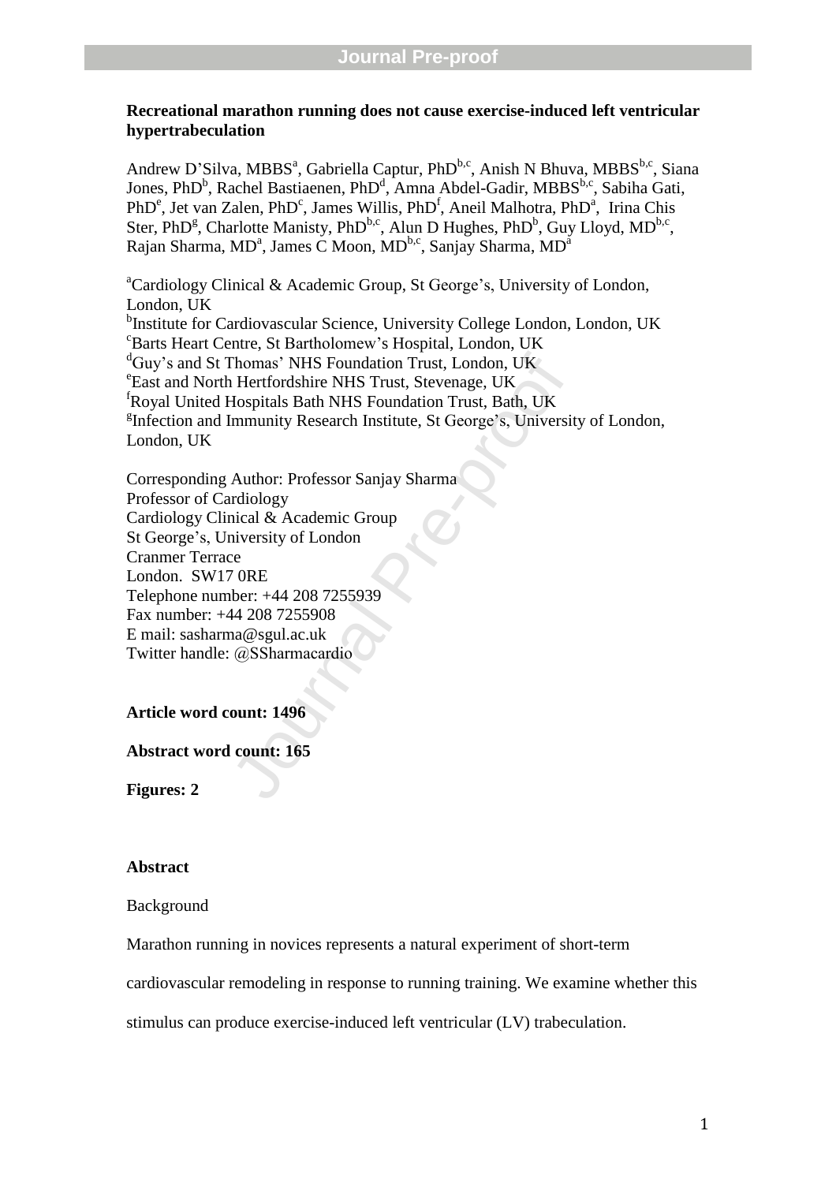**Recreational marathon running does not cause exercise-induced left ventricular hypertrabeculation**

Andrew D'Silva, MBBS[a], Gabriella Captur, PhD[b,c], Anish N Bhuva, MBBS[b,c], Siana Jones, PhD[b], Rachel Bastiaenen, PhD[d], Amna Abdel-Gadir, MBBS[b,c], Sabiha Gati, PhD[e], Jet van Zalen, PhD[c], James Willis, PhD[f], Aneil Malhotra, PhD[a], Irina Chis Ster, PhD[g], Charlotte Manisty, PhD[b,c], Alun D Hughes, PhD[b], Guy Lloyd, MD[b,c], Rajan Sharma, MD[a], James C Moon, MD[b,c], Sanjay Sharma, MD[a]

[a]Cardiology Clinical & Academic Group, St George's, University of London, London, UK
[b]Institute for Cardiovascular Science, University College London, London, UK
[c]Barts Heart Centre, St Bartholomew's Hospital, London, UK
[d]Guy's and St Thomas' NHS Foundation Trust, London, UK
[e]East and North Hertfordshire NHS Trust, Stevenage, UK
[f]Royal United Hospitals Bath NHS Foundation Trust, Bath, UK
[g]Infection and Immunity Research Institute, St George's, University of London, London, UK

Corresponding Author: Professor Sanjay Sharma
Professor of Cardiology
Cardiology Clinical & Academic Group
St George's, University of London
Cranmer Terrace
London. SW17 0RE
Telephone number: +44 208 7255939
Fax number: +44 208 7255908
E mail: sasharma@sgul.ac.uk
Twitter handle: @SSharmacardio

**Article word count: 1496**

**Abstract word count: 165**

**Figures: 2**

**Abstract**

Background

Marathon running in novices represents a natural experiment of short-term cardiovascular remodeling in response to running training. We examine whether this stimulus can produce exercise-induced left ventricular (LV) trabeculation.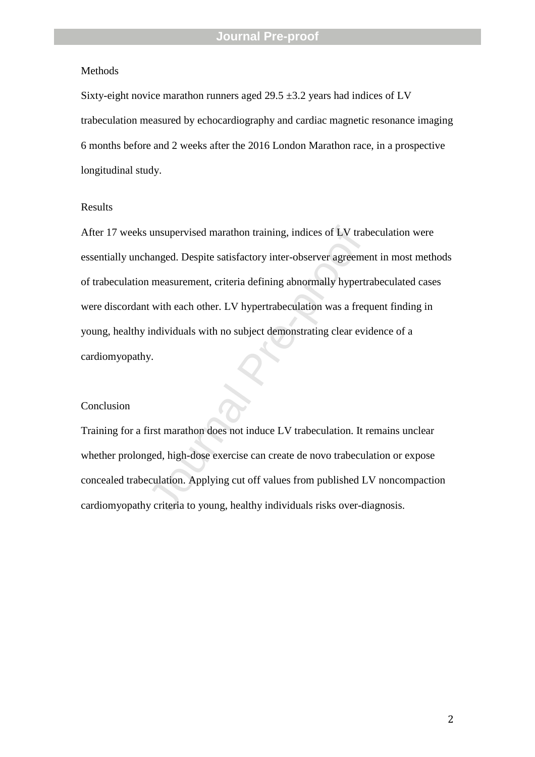Methods

Sixty-eight novice marathon runners aged 29.5 ±3.2 years had indices of LV trabeculation measured by echocardiography and cardiac magnetic resonance imaging 6 months before and 2 weeks after the 2016 London Marathon race, in a prospective longitudinal study.

Results

After 17 weeks unsupervised marathon training, indices of LV trabeculation were essentially unchanged. Despite satisfactory inter-observer agreement in most methods of trabeculation measurement, criteria defining abnormally hypertrabeculated cases were discordant with each other. LV hypertrabeculation was a frequent finding in young, healthy individuals with no subject demonstrating clear evidence of a cardiomyopathy.

Conclusion

Training for a first marathon does not induce LV trabeculation. It remains unclear whether prolonged, high-dose exercise can create de novo trabeculation or expose concealed trabeculation. Applying cut off values from published LV noncompaction cardiomyopathy criteria to young, healthy individuals risks over-diagnosis.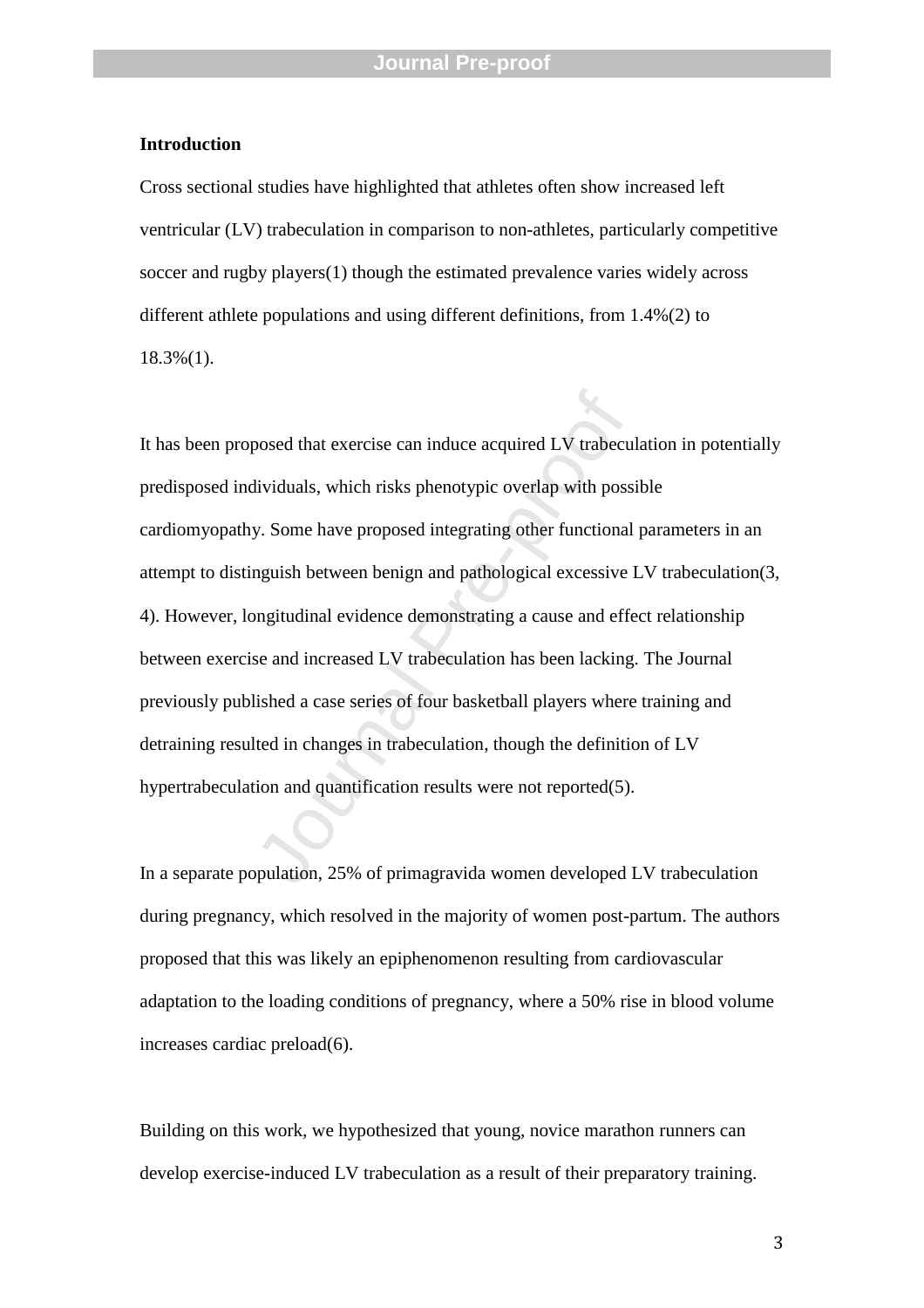## Introduction

Cross sectional studies have highlighted that athletes often show increased left ventricular (LV) trabeculation in comparison to non-athletes, particularly competitive soccer and rugby players(1) though the estimated prevalence varies widely across different athlete populations and using different definitions, from 1.4%(2) to 18.3%(1).

It has been proposed that exercise can induce acquired LV trabeculation in potentially predisposed individuals, which risks phenotypic overlap with possible cardiomyopathy. Some have proposed integrating other functional parameters in an attempt to distinguish between benign and pathological excessive LV trabeculation(3, 4). However, longitudinal evidence demonstrating a cause and effect relationship between exercise and increased LV trabeculation has been lacking. The Journal previously published a case series of four basketball players where training and detraining resulted in changes in trabeculation, though the definition of LV hypertrabeculation and quantification results were not reported(5).

In a separate population, 25% of primagravida women developed LV trabeculation during pregnancy, which resolved in the majority of women post-partum. The authors proposed that this was likely an epiphenomenon resulting from cardiovascular adaptation to the loading conditions of pregnancy, where a 50% rise in blood volume increases cardiac preload(6).

Building on this work, we hypothesized that young, novice marathon runners can develop exercise-induced LV trabeculation as a result of their preparatory training.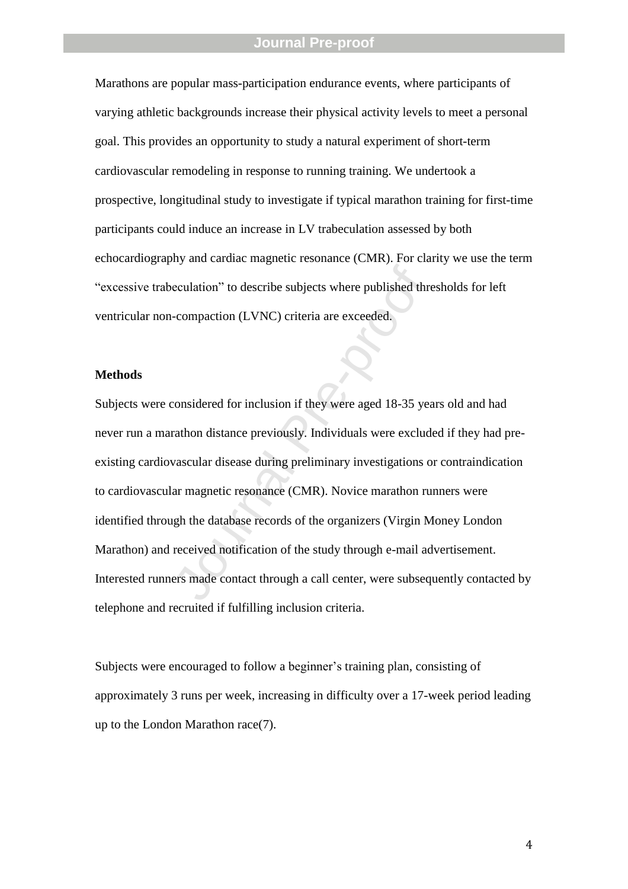Marathons are popular mass-participation endurance events, where participants of varying athletic backgrounds increase their physical activity levels to meet a personal goal. This provides an opportunity to study a natural experiment of short-term cardiovascular remodeling in response to running training. We undertook a prospective, longitudinal study to investigate if typical marathon training for first-time participants could induce an increase in LV trabeculation assessed by both echocardiography and cardiac magnetic resonance (CMR). For clarity we use the term "excessive trabeculation" to describe subjects where published thresholds for left ventricular non-compaction (LVNC) criteria are exceeded.

## Methods

Subjects were considered for inclusion if they were aged 18-35 years old and had never run a marathon distance previously. Individuals were excluded if they had pre-existing cardiovascular disease during preliminary investigations or contraindication to cardiovascular magnetic resonance (CMR). Novice marathon runners were identified through the database records of the organizers (Virgin Money London Marathon) and received notification of the study through e-mail advertisement. Interested runners made contact through a call center, were subsequently contacted by telephone and recruited if fulfilling inclusion criteria.

Subjects were encouraged to follow a beginner's training plan, consisting of approximately 3 runs per week, increasing in difficulty over a 17-week period leading up to the London Marathon race(7).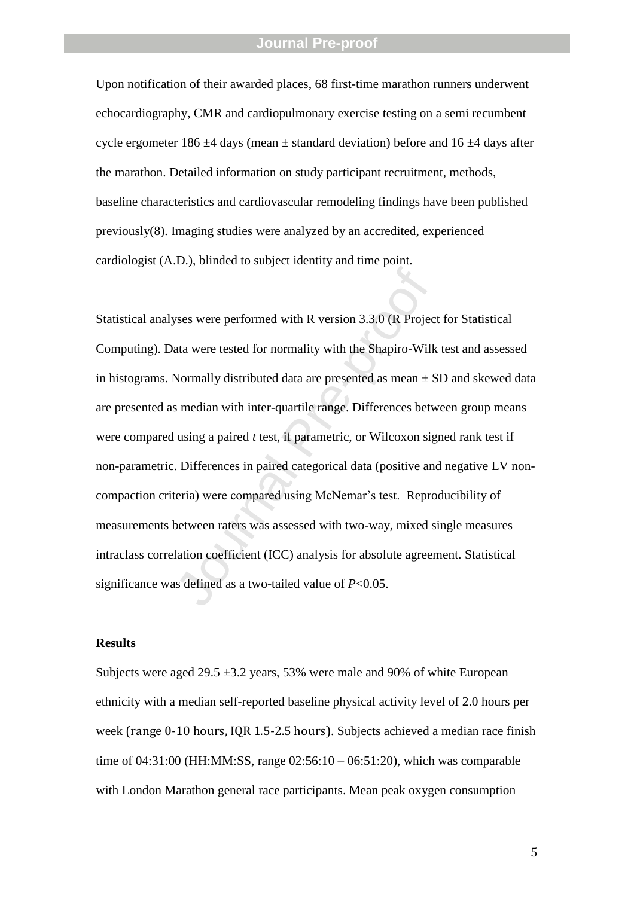Upon notification of their awarded places, 68 first-time marathon runners underwent echocardiography, CMR and cardiopulmonary exercise testing on a semi recumbent cycle ergometer 186 ±4 days (mean ± standard deviation) before and 16 ±4 days after the marathon. Detailed information on study participant recruitment, methods, baseline characteristics and cardiovascular remodeling findings have been published previously(8). Imaging studies were analyzed by an accredited, experienced cardiologist (A.D.), blinded to subject identity and time point.

Statistical analyses were performed with R version 3.3.0 (R Project for Statistical Computing). Data were tested for normality with the Shapiro-Wilk test and assessed in histograms. Normally distributed data are presented as mean ± SD and skewed data are presented as median with inter-quartile range. Differences between group means were compared using a paired *t* test, if parametric, or Wilcoxon signed rank test if non-parametric. Differences in paired categorical data (positive and negative LV non-compaction criteria) were compared using McNemar's test. Reproducibility of measurements between raters was assessed with two-way, mixed single measures intraclass correlation coefficient (ICC) analysis for absolute agreement. Statistical significance was defined as a two-tailed value of $P<0.05$.

## Results

Subjects were aged 29.5 ±3.2 years, 53% were male and 90% of white European ethnicity with a median self-reported baseline physical activity level of 2.0 hours per week (range 0-10 hours, IQR 1.5-2.5 hours). Subjects achieved a median race finish time of 04:31:00 (HH:MM:SS, range 02:56:10 – 06:51:20), which was comparable with London Marathon general race participants. Mean peak oxygen consumption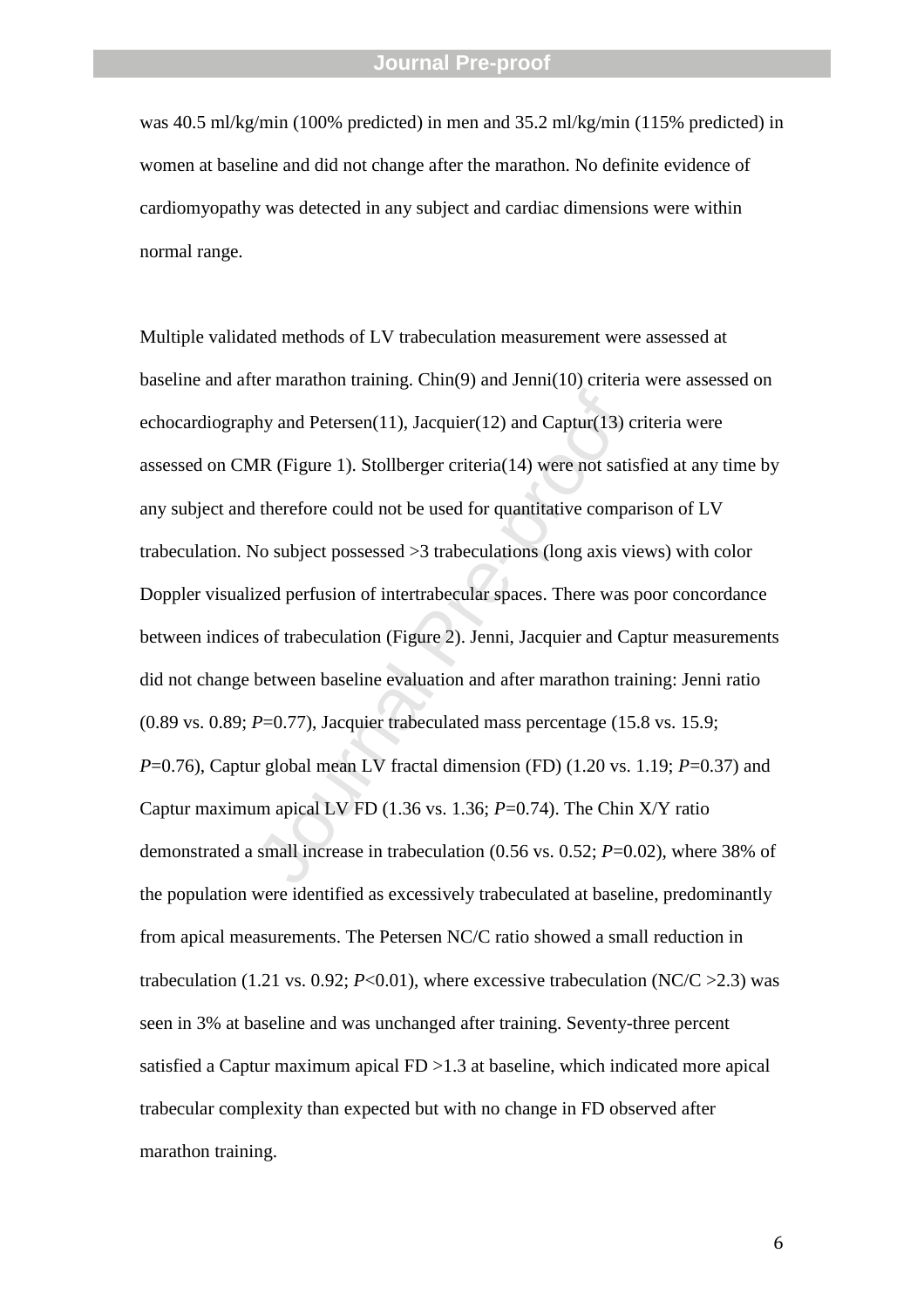was 40.5 ml/kg/min (100% predicted) in men and 35.2 ml/kg/min (115% predicted) in women at baseline and did not change after the marathon. No definite evidence of cardiomyopathy was detected in any subject and cardiac dimensions were within normal range.

Multiple validated methods of LV trabeculation measurement were assessed at baseline and after marathon training. Chin(9) and Jenni(10) criteria were assessed on echocardiography and Petersen(11), Jacquier(12) and Captur(13) criteria were assessed on CMR (Figure 1). Stollberger criteria(14) were not satisfied at any time by any subject and therefore could not be used for quantitative comparison of LV trabeculation. No subject possessed >3 trabeculations (long axis views) with color Doppler visualized perfusion of intertrabecular spaces. There was poor concordance between indices of trabeculation (Figure 2). Jenni, Jacquier and Captur measurements did not change between baseline evaluation and after marathon training: Jenni ratio (0.89 vs. 0.89; $P$=0.77), Jacquier trabeculated mass percentage (15.8 vs. 15.9; $P$=0.76), Captur global mean LV fractal dimension (FD) (1.20 vs. 1.19; $P$=0.37) and Captur maximum apical LV FD (1.36 vs. 1.36; $P$=0.74). The Chin X/Y ratio demonstrated a small increase in trabeculation (0.56 vs. 0.52; $P$=0.02), where 38% of the population were identified as excessively trabeculated at baseline, predominantly from apical measurements. The Petersen NC/C ratio showed a small reduction in trabeculation (1.21 vs. 0.92; $P$<0.01), where excessive trabeculation (NC/C >2.3) was seen in 3% at baseline and was unchanged after training. Seventy-three percent satisfied a Captur maximum apical FD >1.3 at baseline, which indicated more apical trabecular complexity than expected but with no change in FD observed after marathon training.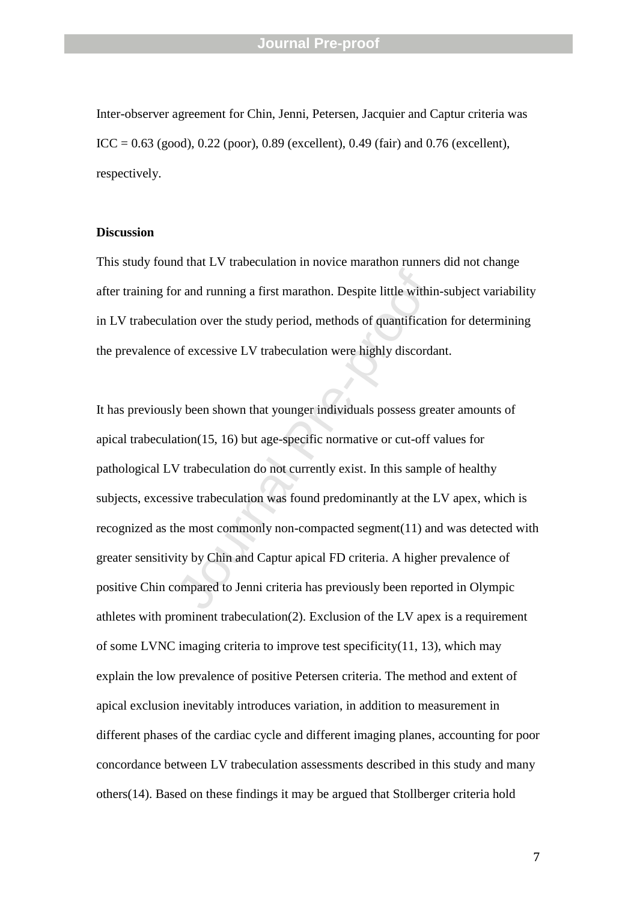Inter-observer agreement for Chin, Jenni, Petersen, Jacquier and Captur criteria was ICC = 0.63 (good), 0.22 (poor), 0.89 (excellent), 0.49 (fair) and 0.76 (excellent), respectively.

**Discussion**

This study found that LV trabeculation in novice marathon runners did not change after training for and running a first marathon. Despite little within-subject variability in LV trabeculation over the study period, methods of quantification for determining the prevalence of excessive LV trabeculation were highly discordant.

It has previously been shown that younger individuals possess greater amounts of apical trabeculation(15, 16) but age-specific normative or cut-off values for pathological LV trabeculation do not currently exist. In this sample of healthy subjects, excessive trabeculation was found predominantly at the LV apex, which is recognized as the most commonly non-compacted segment(11) and was detected with greater sensitivity by Chin and Captur apical FD criteria. A higher prevalence of positive Chin compared to Jenni criteria has previously been reported in Olympic athletes with prominent trabeculation(2). Exclusion of the LV apex is a requirement of some LVNC imaging criteria to improve test specificity(11, 13), which may explain the low prevalence of positive Petersen criteria. The method and extent of apical exclusion inevitably introduces variation, in addition to measurement in different phases of the cardiac cycle and different imaging planes, accounting for poor concordance between LV trabeculation assessments described in this study and many others(14). Based on these findings it may be argued that Stollberger criteria hold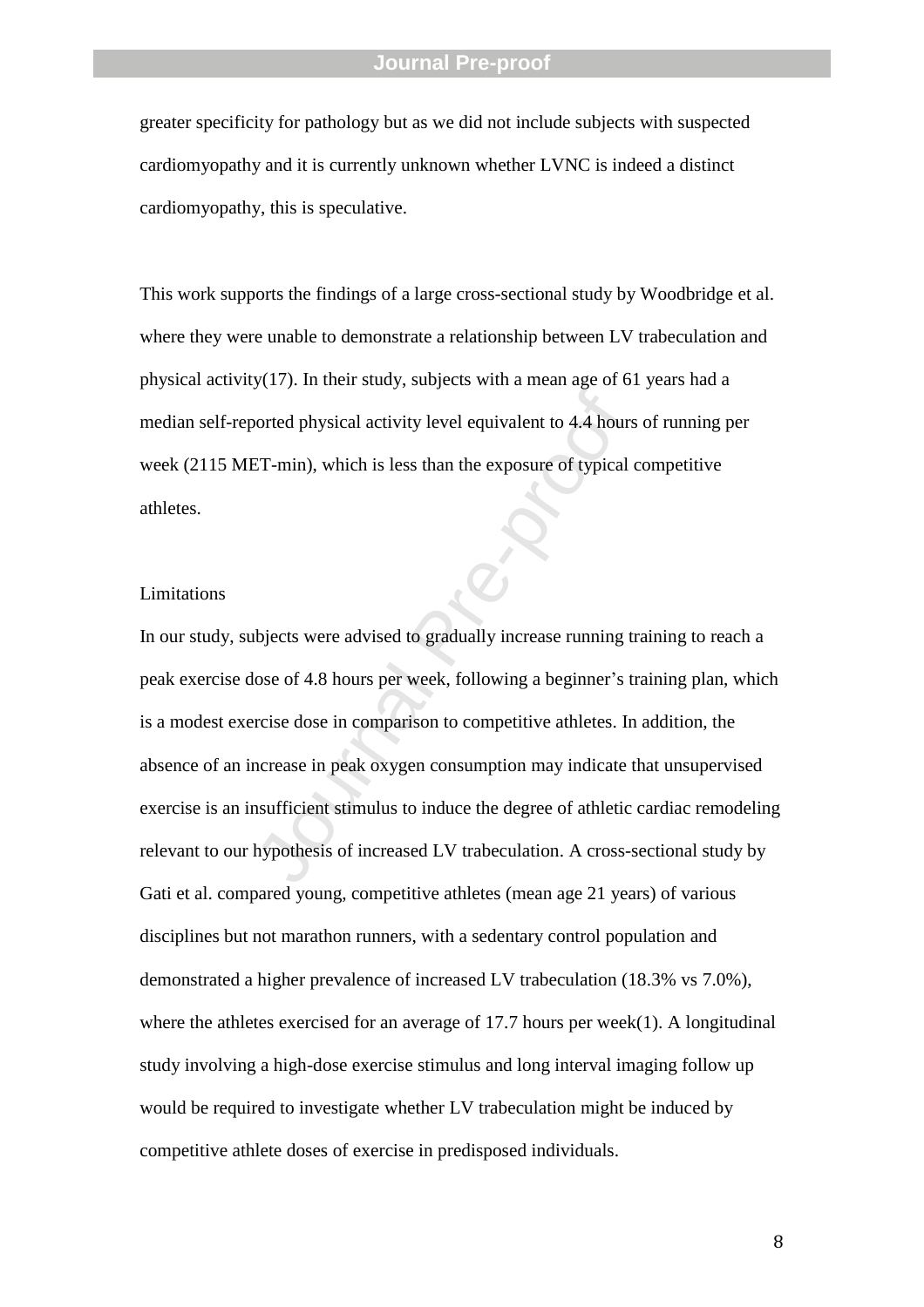greater specificity for pathology but as we did not include subjects with suspected cardiomyopathy and it is currently unknown whether LVNC is indeed a distinct cardiomyopathy, this is speculative.

This work supports the findings of a large cross-sectional study by Woodbridge et al. where they were unable to demonstrate a relationship between LV trabeculation and physical activity(17). In their study, subjects with a mean age of 61 years had a median self-reported physical activity level equivalent to 4.4 hours of running per week (2115 MET-min), which is less than the exposure of typical competitive athletes.

## Limitations

In our study, subjects were advised to gradually increase running training to reach a peak exercise dose of 4.8 hours per week, following a beginner's training plan, which is a modest exercise dose in comparison to competitive athletes. In addition, the absence of an increase in peak oxygen consumption may indicate that unsupervised exercise is an insufficient stimulus to induce the degree of athletic cardiac remodeling relevant to our hypothesis of increased LV trabeculation. A cross-sectional study by Gati et al. compared young, competitive athletes (mean age 21 years) of various disciplines but not marathon runners, with a sedentary control population and demonstrated a higher prevalence of increased LV trabeculation (18.3% vs 7.0%), where the athletes exercised for an average of 17.7 hours per week(1). A longitudinal study involving a high-dose exercise stimulus and long interval imaging follow up would be required to investigate whether LV trabeculation might be induced by competitive athlete doses of exercise in predisposed individuals.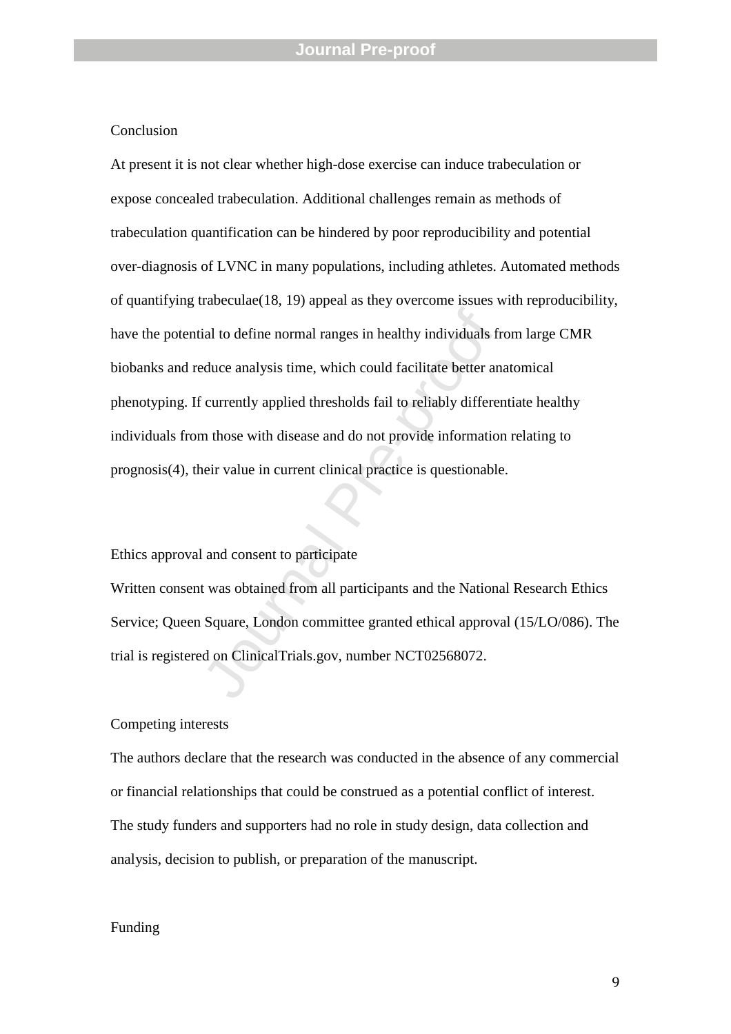## Conclusion

At present it is not clear whether high-dose exercise can induce trabeculation or expose concealed trabeculation. Additional challenges remain as methods of trabeculation quantification can be hindered by poor reproducibility and potential over-diagnosis of LVNC in many populations, including athletes. Automated methods of quantifying trabeculae(18, 19) appeal as they overcome issues with reproducibility, have the potential to define normal ranges in healthy individuals from large CMR biobanks and reduce analysis time, which could facilitate better anatomical phenotyping. If currently applied thresholds fail to reliably differentiate healthy individuals from those with disease and do not provide information relating to prognosis(4), their value in current clinical practice is questionable.

## Ethics approval and consent to participate

Written consent was obtained from all participants and the National Research Ethics Service; Queen Square, London committee granted ethical approval (15/LO/086). The trial is registered on ClinicalTrials.gov, number NCT02568072.

## Competing interests

The authors declare that the research was conducted in the absence of any commercial or financial relationships that could be construed as a potential conflict of interest. The study funders and supporters had no role in study design, data collection and analysis, decision to publish, or preparation of the manuscript.

## Funding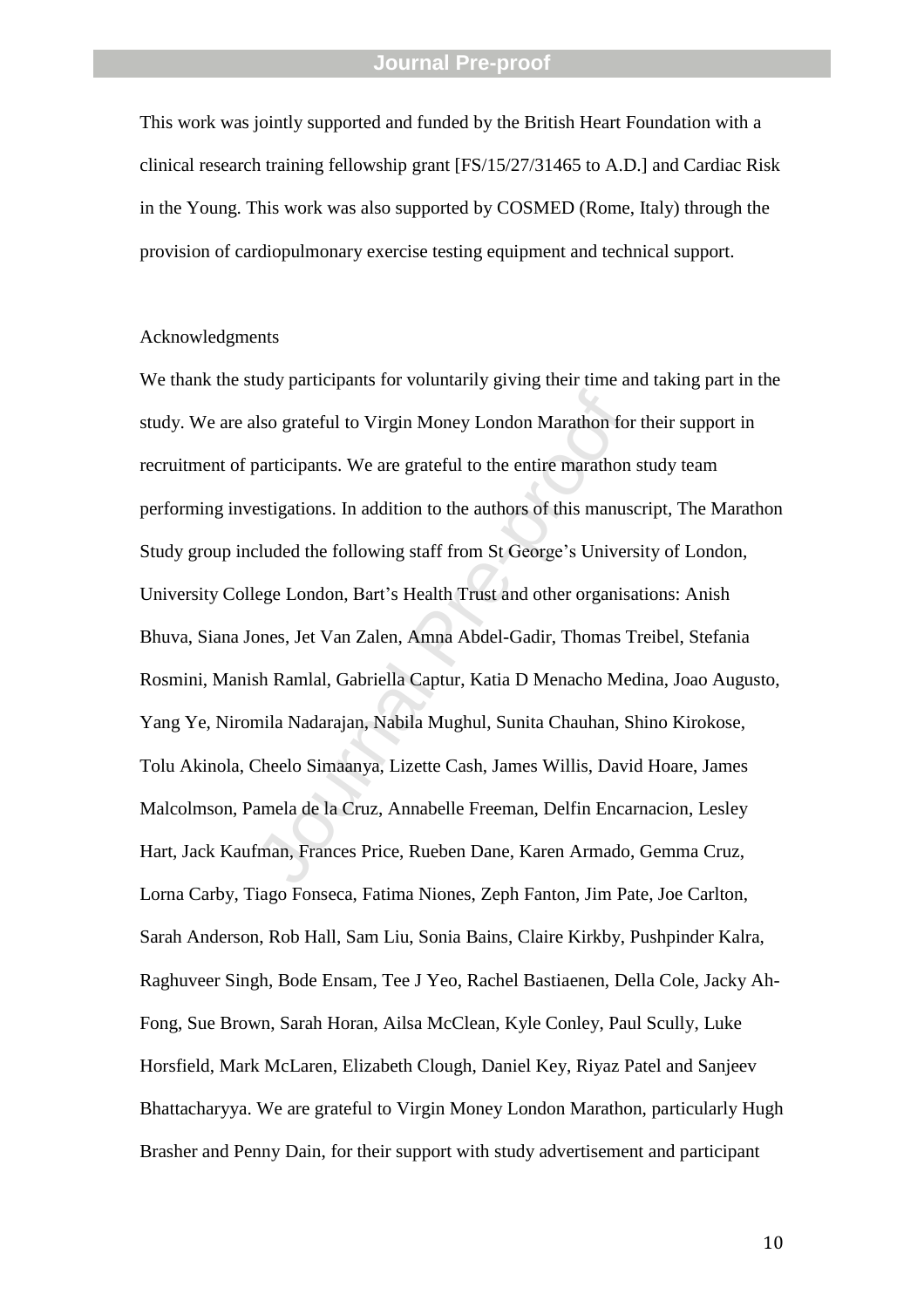This work was jointly supported and funded by the British Heart Foundation with a clinical research training fellowship grant [FS/15/27/31465 to A.D.] and Cardiac Risk in the Young. This work was also supported by COSMED (Rome, Italy) through the provision of cardiopulmonary exercise testing equipment and technical support.

Acknowledgments

We thank the study participants for voluntarily giving their time and taking part in the study. We are also grateful to Virgin Money London Marathon for their support in recruitment of participants. We are grateful to the entire marathon study team performing investigations. In addition to the authors of this manuscript, The Marathon Study group included the following staff from St George's University of London, University College London, Bart's Health Trust and other organisations: Anish Bhuva, Siana Jones, Jet Van Zalen, Amna Abdel-Gadir, Thomas Treibel, Stefania Rosmini, Manish Ramlal, Gabriella Captur, Katia D Menacho Medina, Joao Augusto, Yang Ye, Niromila Nadarajan, Nabila Mughul, Sunita Chauhan, Shino Kirokose, Tolu Akinola, Cheelo Simaanya, Lizette Cash, James Willis, David Hoare, James Malcolmson, Pamela de la Cruz, Annabelle Freeman, Delfin Encarnacion, Lesley Hart, Jack Kaufman, Frances Price, Rueben Dane, Karen Armado, Gemma Cruz, Lorna Carby, Tiago Fonseca, Fatima Niones, Zeph Fanton, Jim Pate, Joe Carlton, Sarah Anderson, Rob Hall, Sam Liu, Sonia Bains, Claire Kirkby, Pushpinder Kalra, Raghuveer Singh, Bode Ensam, Tee J Yeo, Rachel Bastiaenen, Della Cole, Jacky Ah-Fong, Sue Brown, Sarah Horan, Ailsa McClean, Kyle Conley, Paul Scully, Luke Horsfield, Mark McLaren, Elizabeth Clough, Daniel Key, Riyaz Patel and Sanjeev Bhattacharyya. We are grateful to Virgin Money London Marathon, particularly Hugh Brasher and Penny Dain, for their support with study advertisement and participant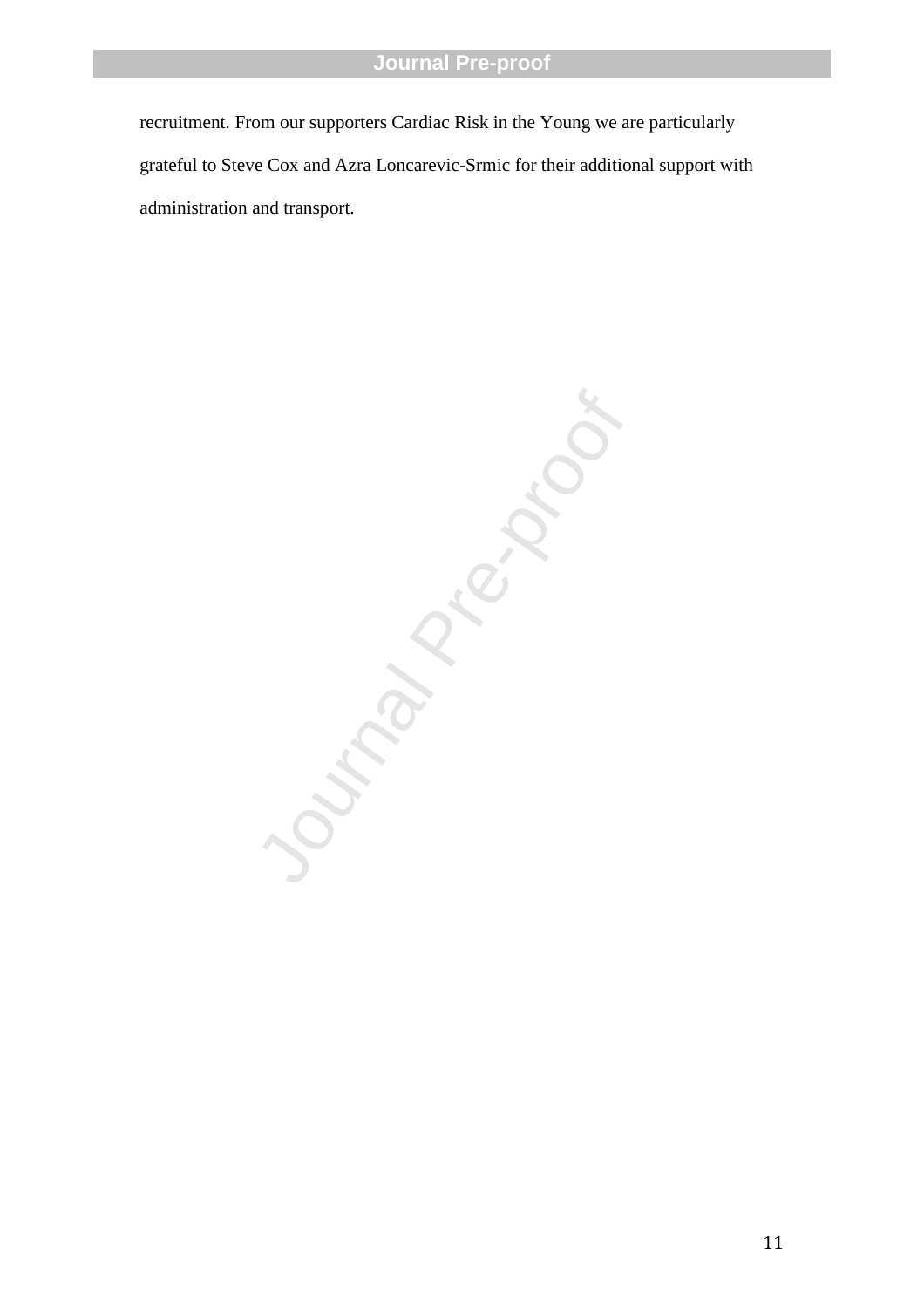recruitment. From our supporters Cardiac Risk in the Young we are particularly grateful to Steve Cox and Azra Loncarevic-Srmic for their additional support with administration and transport.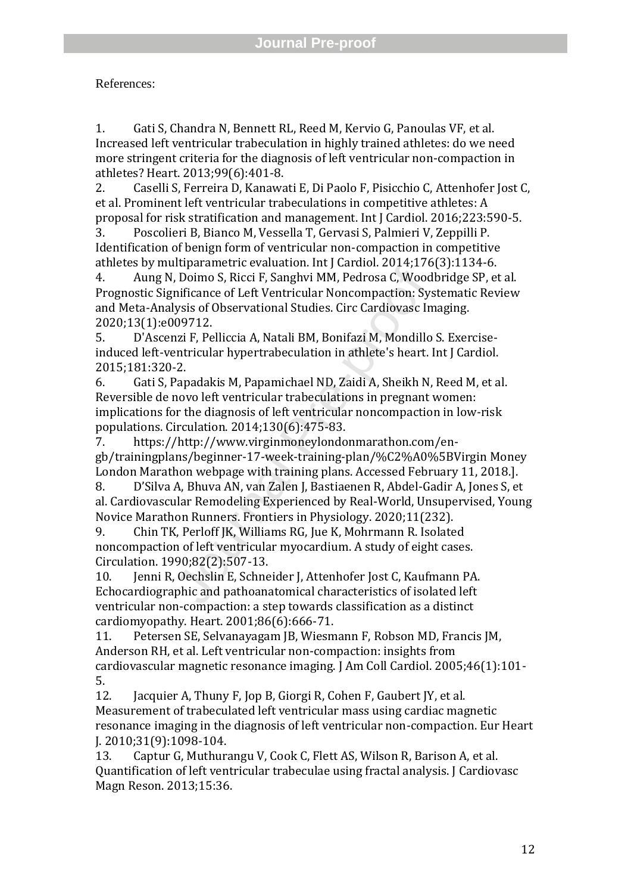References:

1. Gati S, Chandra N, Bennett RL, Reed M, Kervio G, Panoulas VF, et al. Increased left ventricular trabeculation in highly trained athletes: do we need more stringent criteria for the diagnosis of left ventricular non-compaction in athletes? Heart. 2013;99(6):401-8.
2. Caselli S, Ferreira D, Kanawati E, Di Paolo F, Pisicchio C, Attenhofer Jost C, et al. Prominent left ventricular trabeculations in competitive athletes: A proposal for risk stratification and management. Int J Cardiol. 2016;223:590-5.
3. Poscolieri B, Bianco M, Vessella T, Gervasi S, Palmieri V, Zeppilli P. Identification of benign form of ventricular non-compaction in competitive athletes by multiparametric evaluation. Int J Cardiol. 2014;176(3):1134-6.
4. Aung N, Doimo S, Ricci F, Sanghvi MM, Pedrosa C, Woodbridge SP, et al. Prognostic Significance of Left Ventricular Noncompaction: Systematic Review and Meta-Analysis of Observational Studies. Circ Cardiovasc Imaging. 2020;13(1):e009712.
5. D'Ascenzi F, Pelliccia A, Natali BM, Bonifazi M, Mondillo S. Exercise-induced left-ventricular hypertrabeculation in athlete's heart. Int J Cardiol. 2015;181:320-2.
6. Gati S, Papadakis M, Papamichael ND, Zaidi A, Sheikh N, Reed M, et al. Reversible de novo left ventricular trabeculations in pregnant women: implications for the diagnosis of left ventricular noncompaction in low-risk populations. Circulation. 2014;130(6):475-83.
7. https://http://www.virginmoneylondonmarathon.com/en-gb/trainingplans/beginner-17-week-training-plan/%C2%A0%5BVirgin Money London Marathon webpage with training plans. Accessed February 11, 2018.].
8. D'Silva A, Bhuva AN, van Zalen J, Bastiaenen R, Abdel-Gadir A, Jones S, et al. Cardiovascular Remodeling Experienced by Real-World, Unsupervised, Young Novice Marathon Runners. Frontiers in Physiology. 2020;11(232).
9. Chin TK, Perloff JK, Williams RG, Jue K, Mohrmann R. Isolated noncompaction of left ventricular myocardium. A study of eight cases. Circulation. 1990;82(2):507-13.
10. Jenni R, Oechslin E, Schneider J, Attenhofer Jost C, Kaufmann PA. Echocardiographic and pathoanatomical characteristics of isolated left ventricular non-compaction: a step towards classification as a distinct cardiomyopathy. Heart. 2001;86(6):666-71.
11. Petersen SE, Selvanayagam JB, Wiesmann F, Robson MD, Francis JM, Anderson RH, et al. Left ventricular non-compaction: insights from cardiovascular magnetic resonance imaging. J Am Coll Cardiol. 2005;46(1):101-5.
12. Jacquier A, Thuny F, Jop B, Giorgi R, Cohen F, Gaubert JY, et al. Measurement of trabeculated left ventricular mass using cardiac magnetic resonance imaging in the diagnosis of left ventricular non-compaction. Eur Heart J. 2010;31(9):1098-104.
13. Captur G, Muthurangu V, Cook C, Flett AS, Wilson R, Barison A, et al. Quantification of left ventricular trabeculae using fractal analysis. J Cardiovasc Magn Reson. 2013;15:36.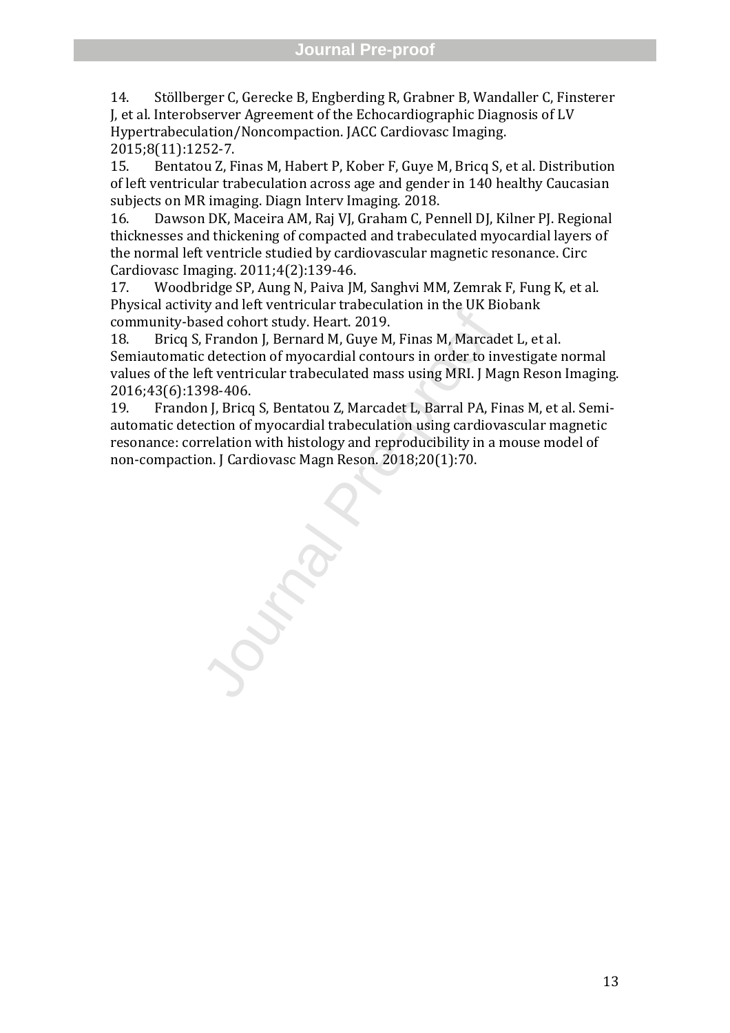14. Stöllberger C, Gerecke B, Engberding R, Grabner B, Wandaller C, Finsterer J, et al. Interobserver Agreement of the Echocardiographic Diagnosis of LV Hypertrabeculation/Noncompaction. JACC Cardiovasc Imaging. 2015;8(11):1252-7.
15. Bentatou Z, Finas M, Habert P, Kober F, Guye M, Bricq S, et al. Distribution of left ventricular trabeculation across age and gender in 140 healthy Caucasian subjects on MR imaging. Diagn Interv Imaging. 2018.
16. Dawson DK, Maceira AM, Raj VJ, Graham C, Pennell DJ, Kilner PJ. Regional thicknesses and thickening of compacted and trabeculated myocardial layers of the normal left ventricle studied by cardiovascular magnetic resonance. Circ Cardiovasc Imaging. 2011;4(2):139-46.
17. Woodbridge SP, Aung N, Paiva JM, Sanghvi MM, Zemrak F, Fung K, et al. Physical activity and left ventricular trabeculation in the UK Biobank community-based cohort study. Heart. 2019.
18. Bricq S, Frandon J, Bernard M, Guye M, Finas M, Marcadet L, et al. Semiautomatic detection of myocardial contours in order to investigate normal values of the left ventricular trabeculated mass using MRI. J Magn Reson Imaging. 2016;43(6):1398-406.
19. Frandon J, Bricq S, Bentatou Z, Marcadet L, Barral PA, Finas M, et al. Semi-automatic detection of myocardial trabeculation using cardiovascular magnetic resonance: correlation with histology and reproducibility in a mouse model of non-compaction. J Cardiovasc Magn Reson. 2018;20(1):70.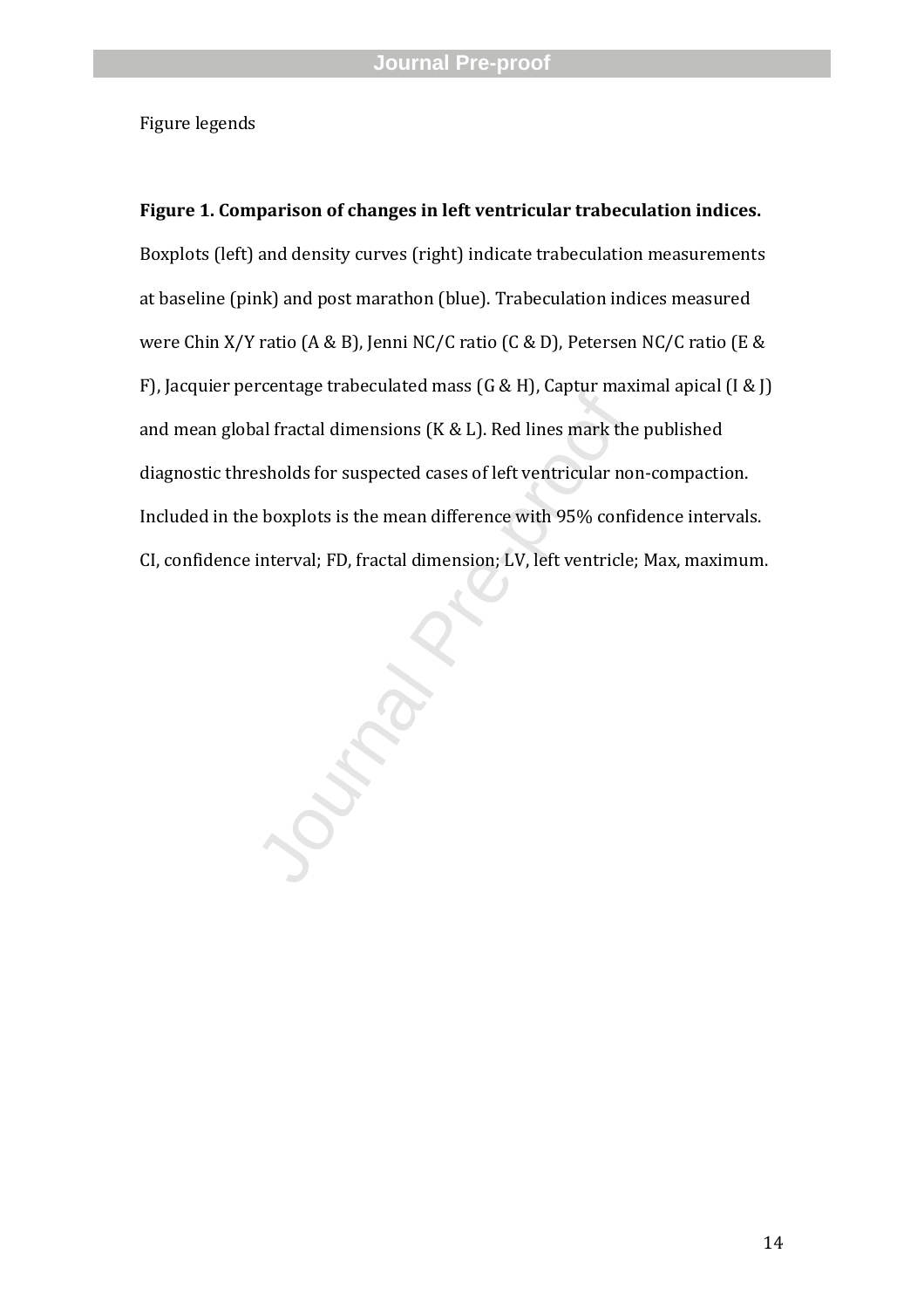Figure legends

**Figure 1. Comparison of changes in left ventricular trabeculation indices.** Boxplots (left) and density curves (right) indicate trabeculation measurements at baseline (pink) and post marathon (blue). Trabeculation indices measured were Chin X/Y ratio (A & B), Jenni NC/C ratio (C & D), Petersen NC/C ratio (E & F), Jacquier percentage trabeculated mass (G & H), Captur maximal apical (I & J) and mean global fractal dimensions (K & L). Red lines mark the published diagnostic thresholds for suspected cases of left ventricular non-compaction. Included in the boxplots is the mean difference with 95% confidence intervals. CI, confidence interval; FD, fractal dimension; LV, left ventricle; Max, maximum.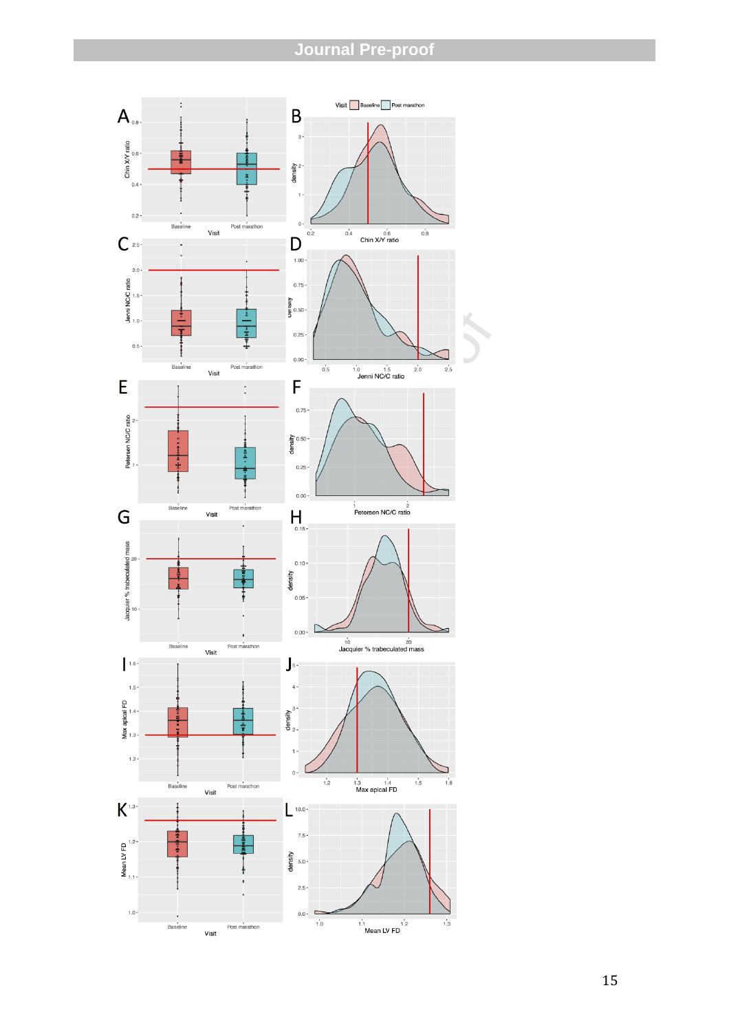A

B

C

D

E

F

G

H

I

J

K

L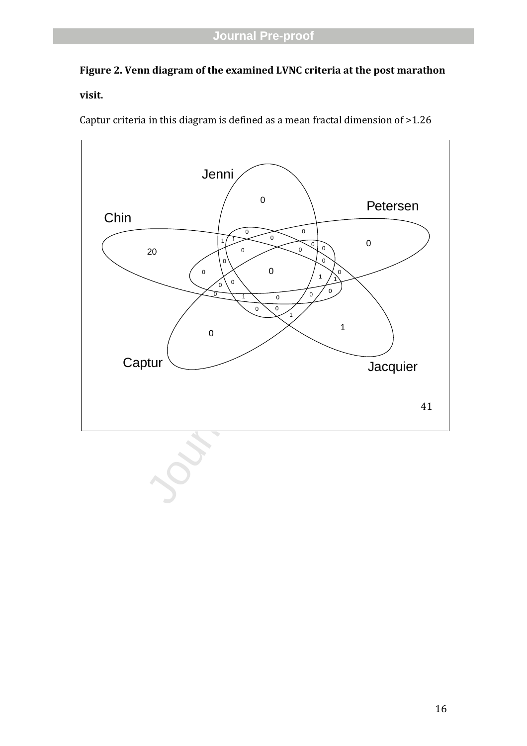**Figure 2. Venn diagram of the examined LVNC criteria at the post marathon visit.**

Captur criteria in this diagram is defined as a mean fractal dimension of >1.26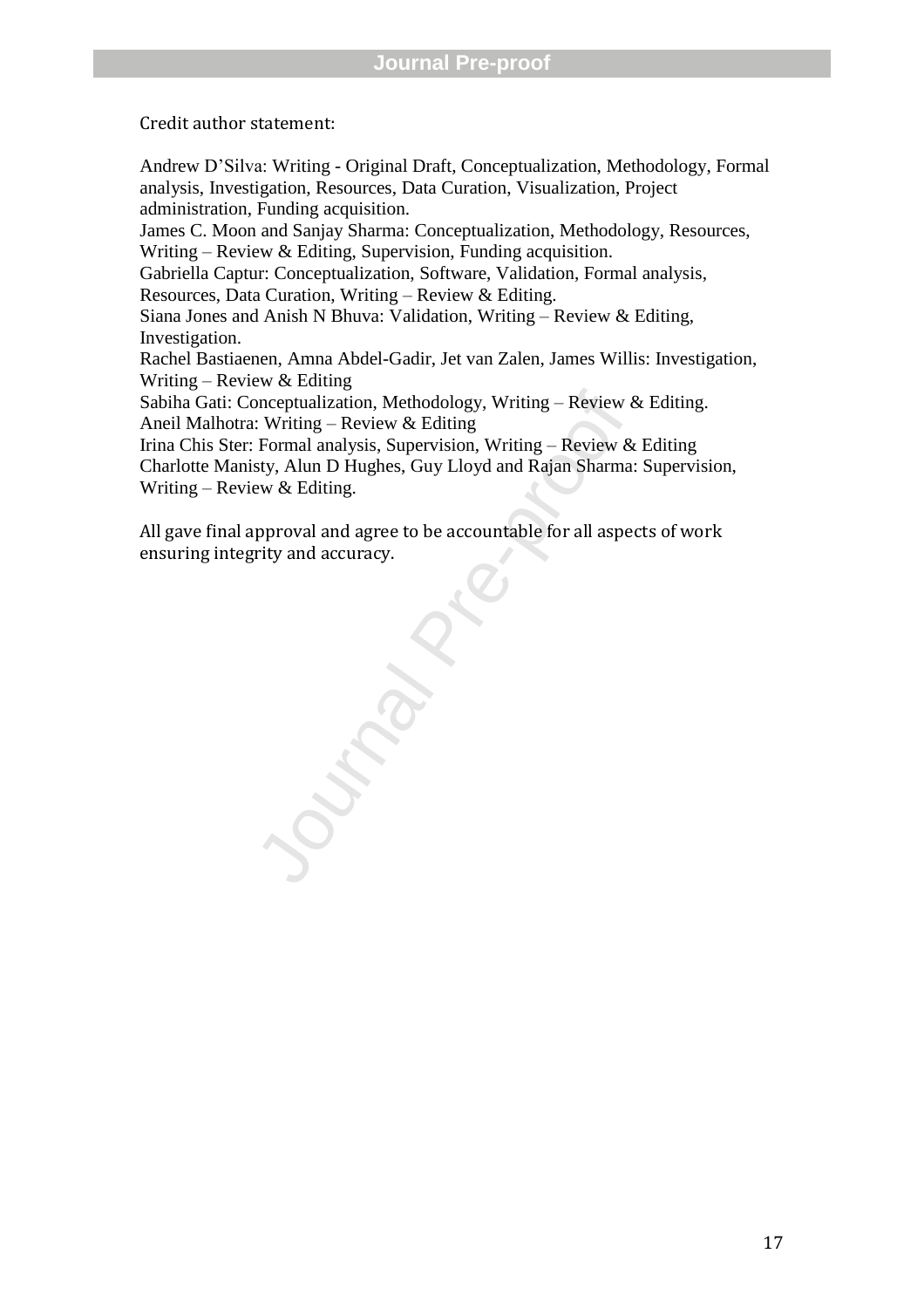Credit author statement:

Andrew D'Silva: Writing - Original Draft, Conceptualization, Methodology, Formal analysis, Investigation, Resources, Data Curation, Visualization, Project administration, Funding acquisition.
James C. Moon and Sanjay Sharma: Conceptualization, Methodology, Resources, Writing – Review & Editing, Supervision, Funding acquisition.
Gabriella Captur: Conceptualization, Software, Validation, Formal analysis, Resources, Data Curation, Writing – Review & Editing.
Siana Jones and Anish N Bhuva: Validation, Writing – Review & Editing, Investigation.
Rachel Bastiaenen, Amna Abdel-Gadir, Jet van Zalen, James Willis: Investigation, Writing – Review & Editing
Sabiha Gati: Conceptualization, Methodology, Writing – Review & Editing.
Aneil Malhotra: Writing – Review & Editing
Irina Chis Ster: Formal analysis, Supervision, Writing – Review & Editing
Charlotte Manisty, Alun D Hughes, Guy Lloyd and Rajan Sharma: Supervision, Writing – Review & Editing.

All gave final approval and agree to be accountable for all aspects of work ensuring integrity and accuracy.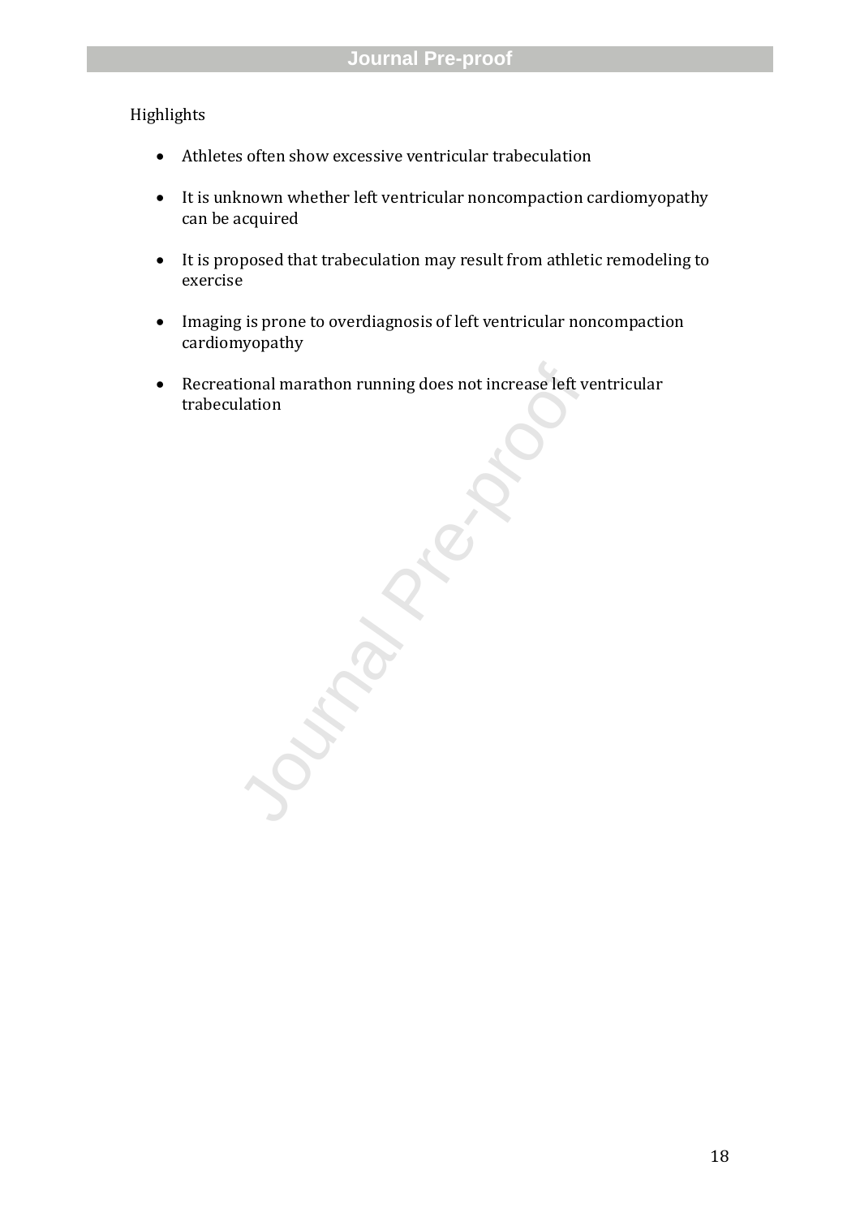Highlights

- Athletes often show excessive ventricular trabeculation
- It is unknown whether left ventricular noncompaction cardiomyopathy can be acquired
- It is proposed that trabeculation may result from athletic remodeling to exercise
- Imaging is prone to overdiagnosis of left ventricular noncompaction cardiomyopathy
- Recreational marathon running does not increase left ventricular trabeculation